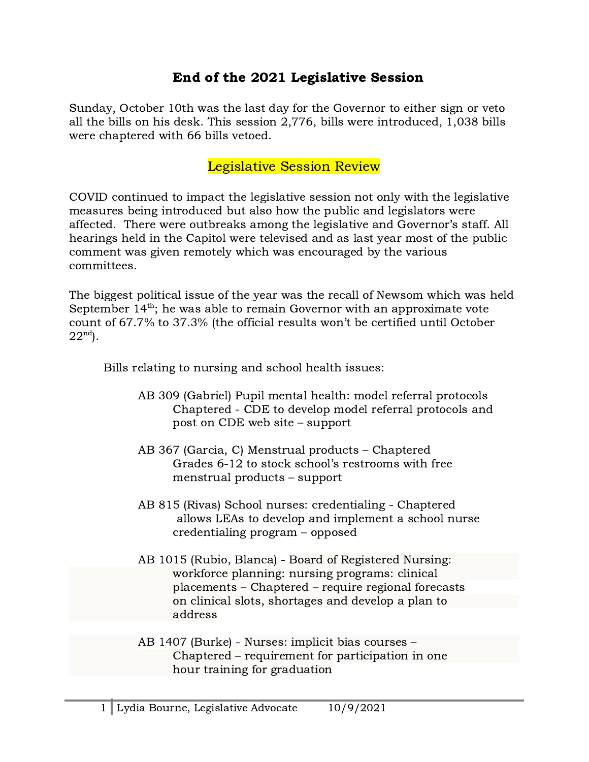# End of the 2021 Legislative Session

Sunday, October 10th was the last day for the Governor to either sign or veto all the bills on his desk. This session 2,776, bills were introduced, 1,038 bills were chaptered with 66 bills vetoed.

## Legislative Session Review

COVID continued to impact the legislative session not only with the legislative measures being introduced but also how the public and legislators were affected. There were outbreaks among the legislative and Governor's staff. All hearings held in the Capitol were televised and as last year most of the public comment was given remotely which was encouraged by the various committees.

The biggest political issue of the year was the recall of Newsom which was held September 14th; he was able to remain Governor with an approximate vote count of 67.7% to 37.3% (the official results won't be certified until October 22nd).

Bills relating to nursing and school health issues:

- AB 309 (Gabriel) Pupil mental health: model referral protocols
  Chaptered - CDE to develop model referral protocols and post on CDE web site – support

- AB 367 (Garcia, C) Menstrual products – Chaptered
  Grades 6-12 to stock school's restrooms with free menstrual products – support

- AB 815 (Rivas) School nurses: credentialing - Chaptered
  allows LEAs to develop and implement a school nurse credentialing program – opposed

- AB 1015 (Rubio, Blanca) - Board of Registered Nursing: workforce planning: nursing programs: clinical placements – Chaptered – require regional forecasts on clinical slots, shortages and develop a plan to address

- AB 1407 (Burke) - Nurses: implicit bias courses – Chaptered – requirement for participation in one hour training for graduation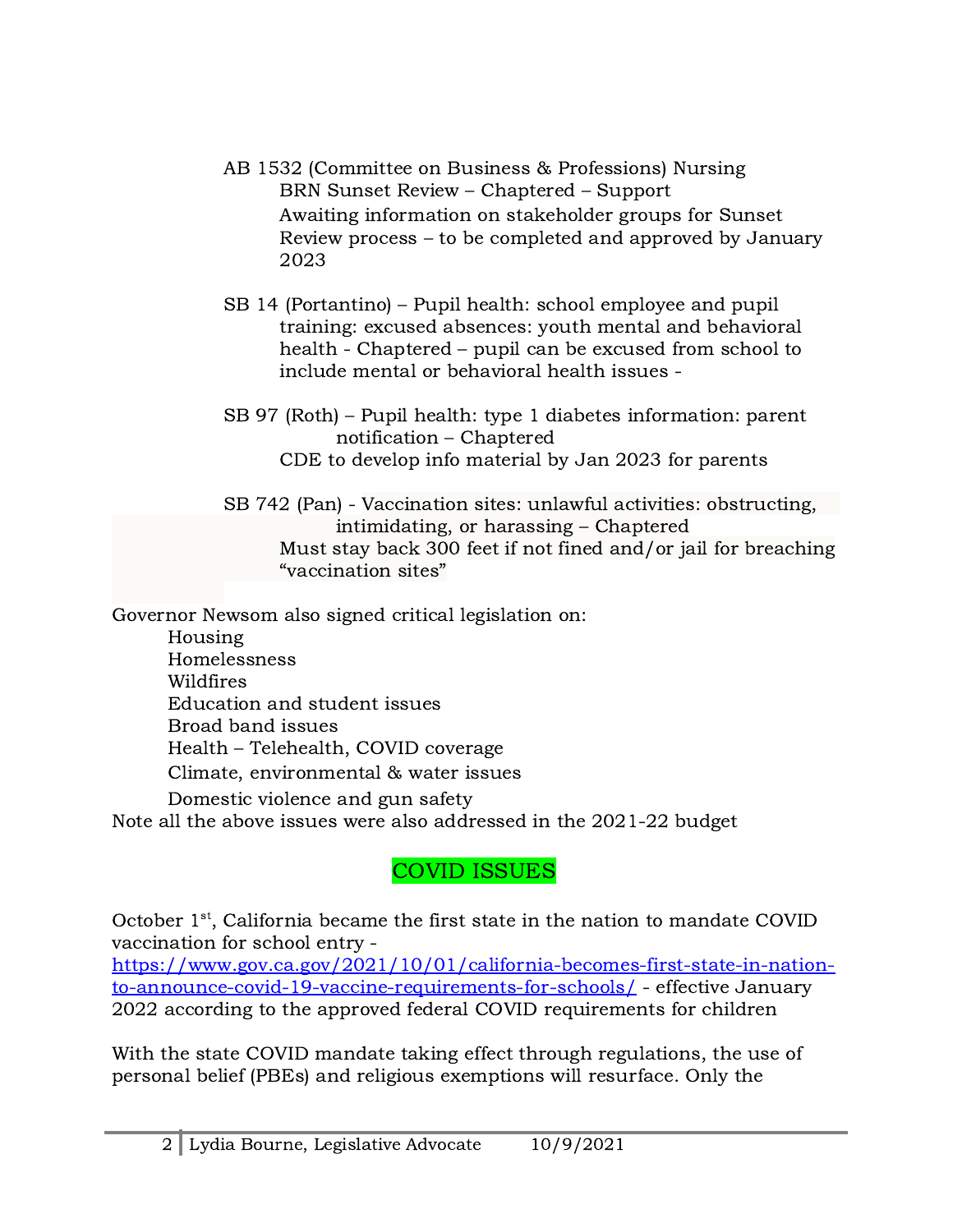AB 1532 (Committee on Business & Professions) Nursing
BRN Sunset Review – Chaptered – Support
Awaiting information on stakeholder groups for Sunset Review process – to be completed and approved by January 2023

SB 14 (Portantino) – Pupil health: school employee and pupil training: excused absences: youth mental and behavioral health - Chaptered – pupil can be excused from school to include mental or behavioral health issues -

SB 97 (Roth) – Pupil health: type 1 diabetes information: parent notification – Chaptered
CDE to develop info material by Jan 2023 for parents

SB 742 (Pan) - Vaccination sites: unlawful activities: obstructing, intimidating, or harassing – Chaptered
Must stay back 300 feet if not fined and/or jail for breaching "vaccination sites"

Governor Newsom also signed critical legislation on:

- Housing
- Homelessness
- Wildfires
- Education and student issues
- Broad band issues
- Health – Telehealth, COVID coverage
- Climate, environmental & water issues
- Domestic violence and gun safety

Note all the above issues were also addressed in the 2021-22 budget

## COVID ISSUES

October 1st, California became the first state in the nation to mandate COVID vaccination for school entry - https://www.gov.ca.gov/2021/10/01/california-becomes-first-state-in-nation-to-announce-covid-19-vaccine-requirements-for-schools/ - effective January 2022 according to the approved federal COVID requirements for children

With the state COVID mandate taking effect through regulations, the use of personal belief (PBEs) and religious exemptions will resurface. Only the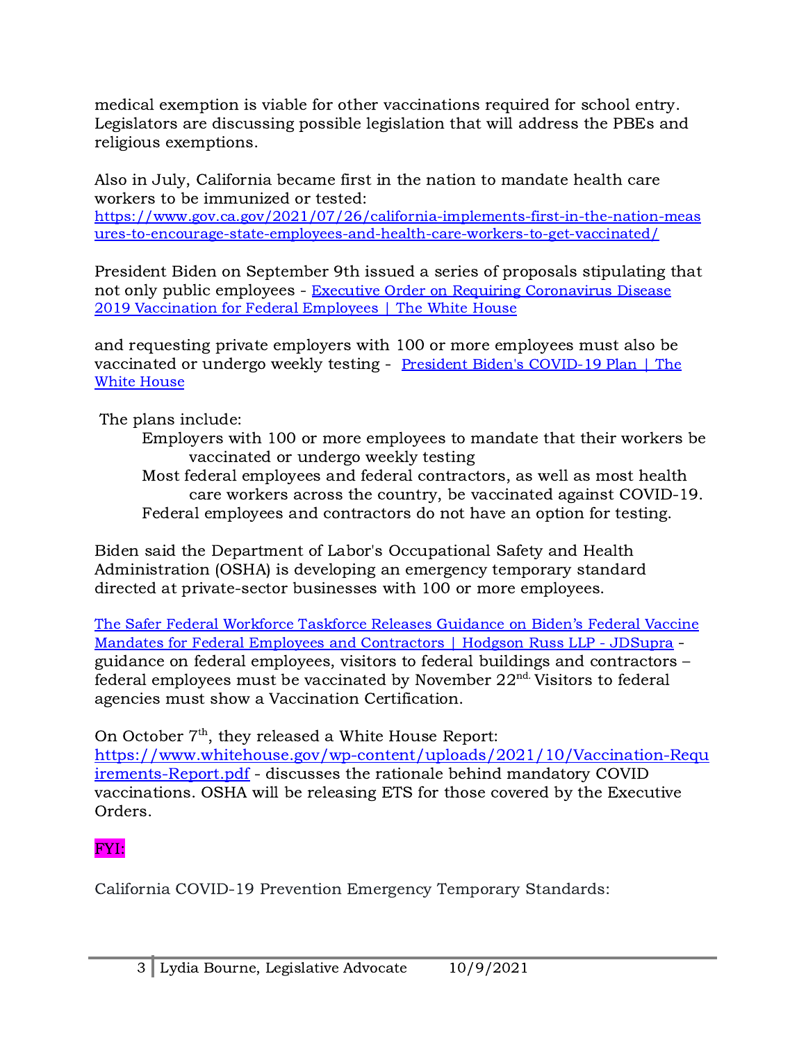medical exemption is viable for other vaccinations required for school entry. Legislators are discussing possible legislation that will address the PBEs and religious exemptions.

Also in July, California became first in the nation to mandate health care workers to be immunized or tested: https://www.gov.ca.gov/2021/07/26/california-implements-first-in-the-nation-measures-to-encourage-state-employees-and-health-care-workers-to-get-vaccinated/

President Biden on September 9th issued a series of proposals stipulating that not only public employees - Executive Order on Requiring Coronavirus Disease 2019 Vaccination for Federal Employees | The White House

and requesting private employers with 100 or more employees must also be vaccinated or undergo weekly testing - President Biden's COVID-19 Plan | The White House

The plans include:

- Employers with 100 or more employees to mandate that their workers be vaccinated or undergo weekly testing
- Most federal employees and federal contractors, as well as most health care workers across the country, be vaccinated against COVID-19.
- Federal employees and contractors do not have an option for testing.

Biden said the Department of Labor's Occupational Safety and Health Administration (OSHA) is developing an emergency temporary standard directed at private-sector businesses with 100 or more employees.

The Safer Federal Workforce Taskforce Releases Guidance on Biden's Federal Vaccine Mandates for Federal Employees and Contractors | Hodgson Russ LLP - JDSupra - guidance on federal employees, visitors to federal buildings and contractors – federal employees must be vaccinated by November 22nd. Visitors to federal agencies must show a Vaccination Certification.

On October 7th, they released a White House Report: https://www.whitehouse.gov/wp-content/uploads/2021/10/Vaccination-Requirements-Report.pdf - discusses the rationale behind mandatory COVID vaccinations. OSHA will be releasing ETS for those covered by the Executive Orders.

FYI:

California COVID-19 Prevention Emergency Temporary Standards: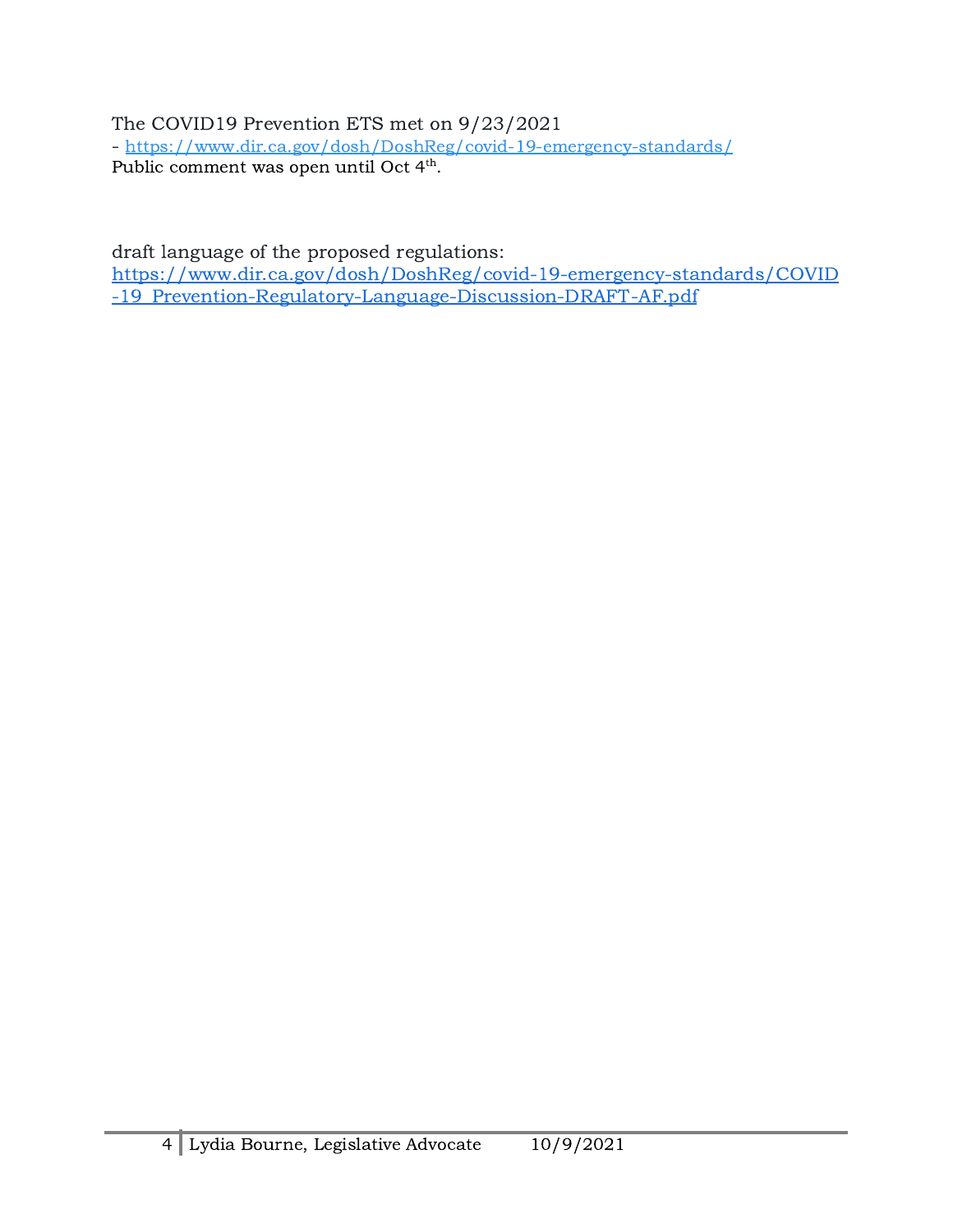The COVID19 Prevention ETS met on 9/23/2021
- https://www.dir.ca.gov/dosh/DoshReg/covid-19-emergency-standards/

Public comment was open until Oct 4th.

draft language of the proposed regulations:
https://www.dir.ca.gov/dosh/DoshReg/covid-19-emergency-standards/COVID-19_Prevention-Regulatory-Language-Discussion-DRAFT-AF.pdf